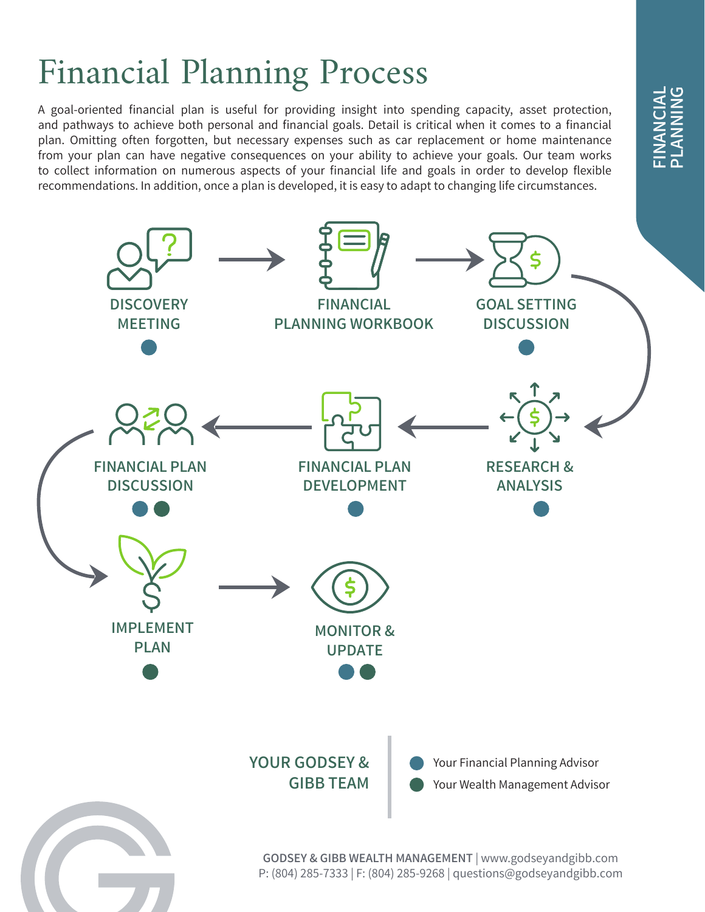# Financial Planning Process

FINANCIAL PLANNING

A goal-oriented financial plan is useful for providing insight into spending capacity, asset protection, and pathways to achieve both personal and financial goals. Detail is critical when it comes to a financial plan. Omitting often forgotten, but necessary expenses such as car replacement or home maintenance from your plan can have negative consequences on your ability to achieve your goals. Our team works to collect information on numerous aspects of your financial life and goals in order to develop flexible recommendations. In addition, once a plan is developed, it is easy to adapt to changing life circumstances.

1. DISCOVERY MEETING — Your Financial Planning Advisor
2. FINANCIAL PLANNING WORKBOOK
3. GOAL SETTING DISCUSSION — Your Financial Planning Advisor
4. RESEARCH & ANALYSIS — Your Financial Planning Advisor
5. FINANCIAL PLAN DEVELOPMENT — Your Financial Planning Advisor
6. FINANCIAL PLAN DISCUSSION — Your Financial Planning Advisor, Your Wealth Management Advisor
7. IMPLEMENT PLAN — Your Wealth Management Advisor
8. MONITOR & UPDATE — Your Financial Planning Advisor, Your Wealth Management Advisor

**YOUR GODSEY & GIBB TEAM**

- Your Financial Planning Advisor
- Your Wealth Management Advisor

**GODSEY & GIBB WEALTH MANAGEMENT** | www.godseyandgibb.com
P: (804) 285-7333 | F: (804) 285-9268 | questions@godseyandgibb.com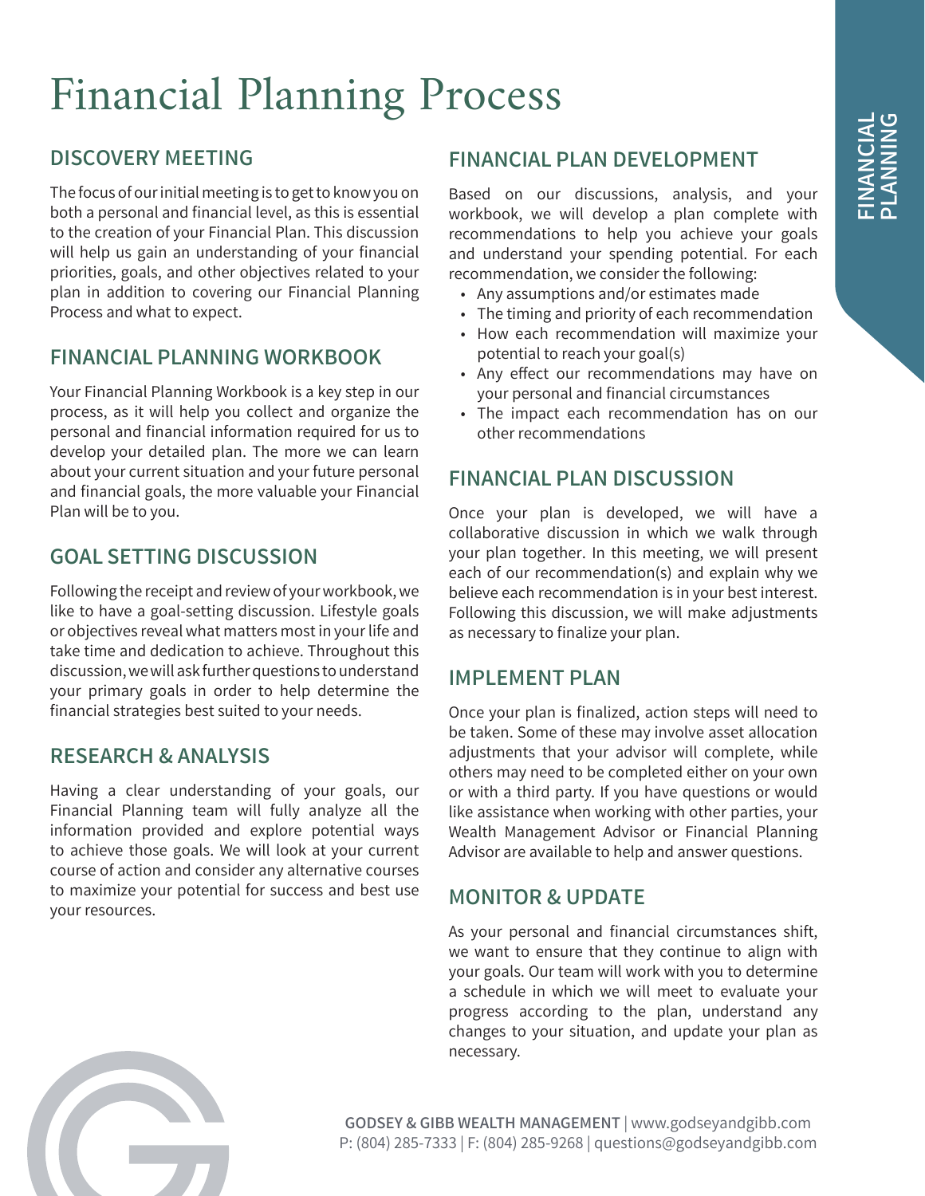# Financial Planning Process

## DISCOVERY MEETING

The focus of our initial meeting is to get to know you on both a personal and financial level, as this is essential to the creation of your Financial Plan. This discussion will help us gain an understanding of your financial priorities, goals, and other objectives related to your plan in addition to covering our Financial Planning Process and what to expect.

## FINANCIAL PLANNING WORKBOOK

Your Financial Planning Workbook is a key step in our process, as it will help you collect and organize the personal and financial information required for us to develop your detailed plan. The more we can learn about your current situation and your future personal and financial goals, the more valuable your Financial Plan will be to you.

## GOAL SETTING DISCUSSION

Following the receipt and review of your workbook, we like to have a goal-setting discussion. Lifestyle goals or objectives reveal what matters most in your life and take time and dedication to achieve. Throughout this discussion, we will ask further questions to understand your primary goals in order to help determine the financial strategies best suited to your needs.

## RESEARCH & ANALYSIS

Having a clear understanding of your goals, our Financial Planning team will fully analyze all the information provided and explore potential ways to achieve those goals. We will look at your current course of action and consider any alternative courses to maximize your potential for success and best use your resources.

## FINANCIAL PLAN DEVELOPMENT

Based on our discussions, analysis, and your workbook, we will develop a plan complete with recommendations to help you achieve your goals and understand your spending potential. For each recommendation, we consider the following:

- Any assumptions and/or estimates made
- The timing and priority of each recommendation
- How each recommendation will maximize your potential to reach your goal(s)
- Any effect our recommendations may have on your personal and financial circumstances
- The impact each recommendation has on our other recommendations

## FINANCIAL PLAN DISCUSSION

Once your plan is developed, we will have a collaborative discussion in which we walk through your plan together. In this meeting, we will present each of our recommendation(s) and explain why we believe each recommendation is in your best interest. Following this discussion, we will make adjustments as necessary to finalize your plan.

## IMPLEMENT PLAN

Once your plan is finalized, action steps will need to be taken. Some of these may involve asset allocation adjustments that your advisor will complete, while others may need to be completed either on your own or with a third party. If you have questions or would like assistance when working with other parties, your Wealth Management Advisor or Financial Planning Advisor are available to help and answer questions.

## MONITOR & UPDATE

As your personal and financial circumstances shift, we want to ensure that they continue to align with your goals. Our team will work with you to determine a schedule in which we will meet to evaluate your progress according to the plan, understand any changes to your situation, and update your plan as necessary.

**GODSEY & GIBB WEALTH MANAGEMENT** | www.godseyandgibb.com
P: (804) 285-7333 | F: (804) 285-9268 | questions@godseyandgibb.com